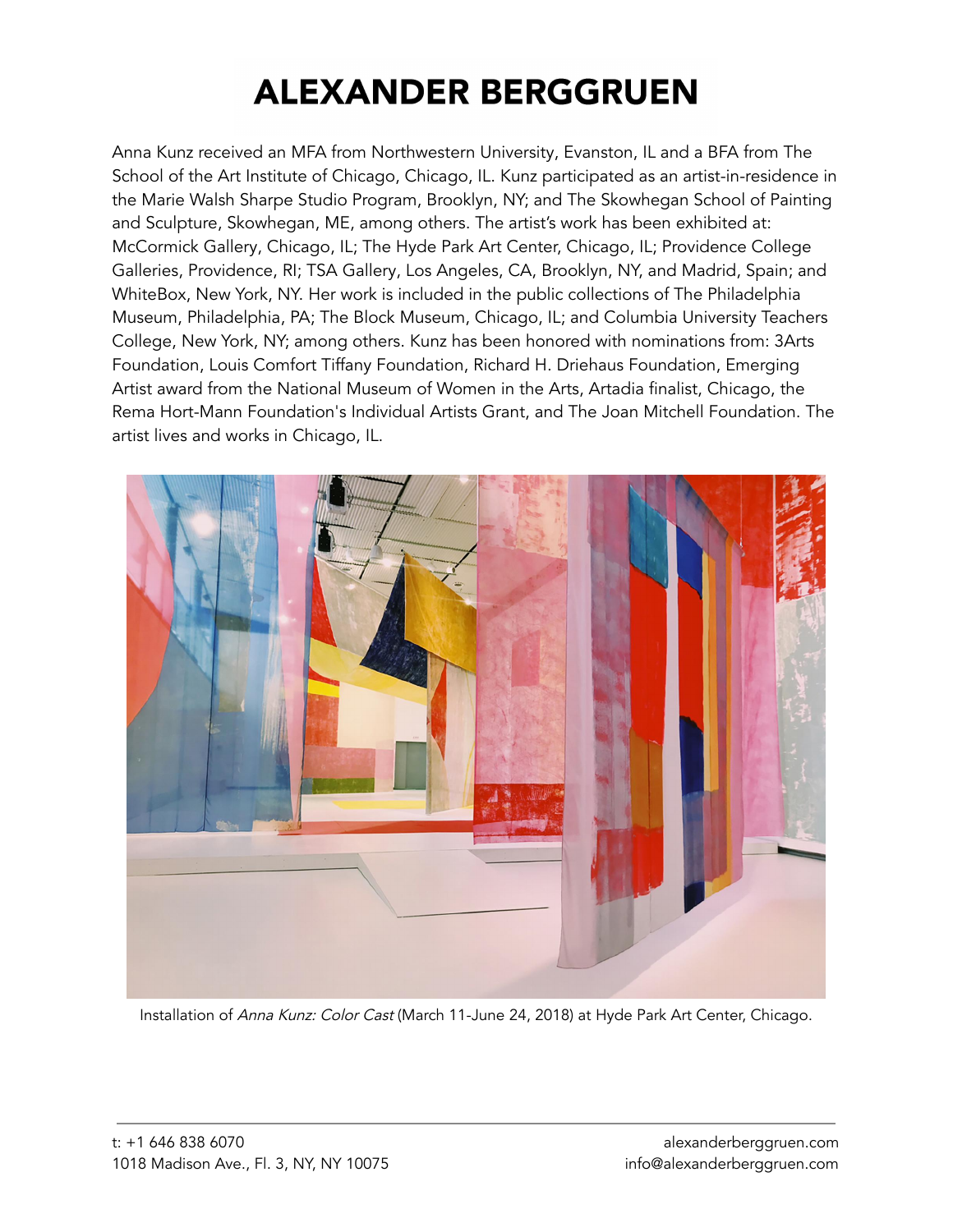# ALEXANDER BERGGRUEN

Anna Kunz received an MFA from Northwestern University, Evanston, IL and a BFA from The School of the Art Institute of Chicago, Chicago, IL. Kunz participated as an artist-in-residence in the Marie Walsh Sharpe Studio Program, Brooklyn, NY; and The Skowhegan School of Painting and Sculpture, Skowhegan, ME, among others. The artist's work has been exhibited at: McCormick Gallery, Chicago, IL; The Hyde Park Art Center, Chicago, IL; Providence College Galleries, Providence, RI; TSA Gallery, Los Angeles, CA, Brooklyn, NY, and Madrid, Spain; and WhiteBox, New York, NY. Her work is included in the public collections of The Philadelphia Museum, Philadelphia, PA; The Block Museum, Chicago, IL; and Columbia University Teachers College, New York, NY; among others. Kunz has been honored with nominations from: 3Arts Foundation, Louis Comfort Tiffany Foundation, Richard H. Driehaus Foundation, Emerging Artist award from the National Museum of Women in the Arts, Artadia finalist, Chicago, the Rema Hort-Mann Foundation's Individual Artists Grant, and The Joan Mitchell Foundation. The artist lives and works in Chicago, IL.

Installation of *Anna Kunz: Color Cast* (March 11-June 24, 2018) at Hyde Park Art Center, Chicago.

t: +1 646 838 6070
1018 Madison Ave., Fl. 3, NY, NY 10075

alexanderberggruen.com
info@alexanderberggruen.com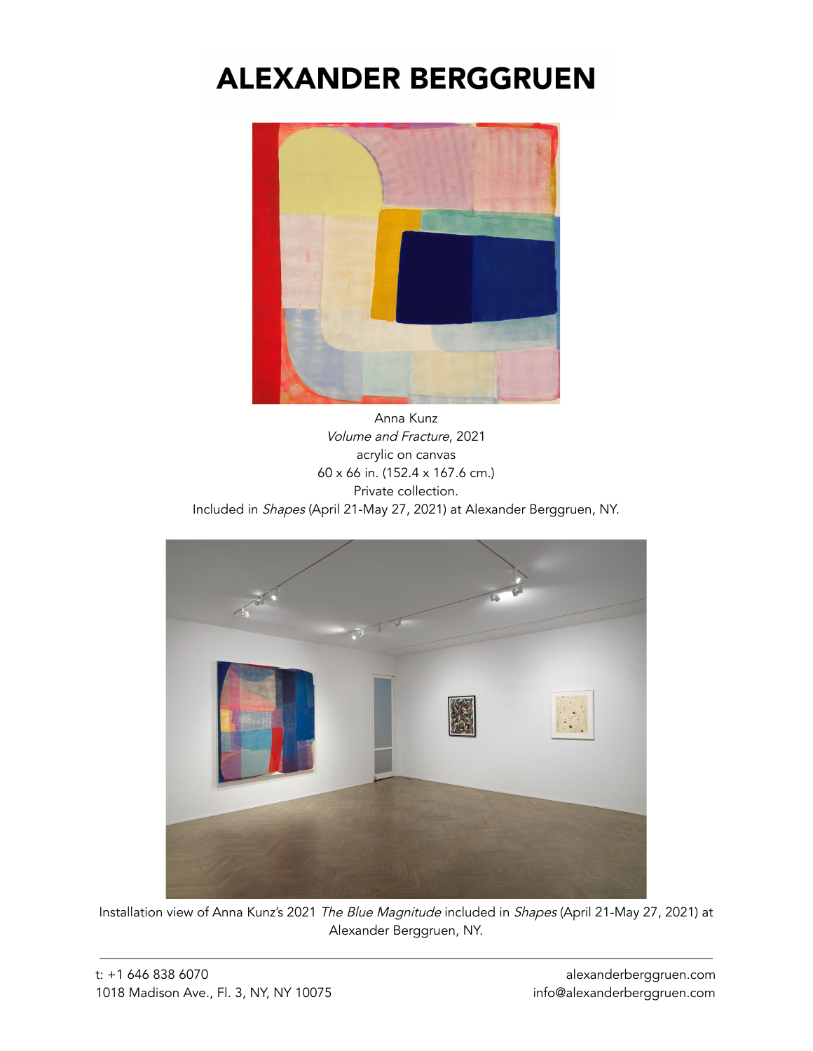Anna Kunz
*Volume and Fracture*, 2021
acrylic on canvas
60 x 66 in. (152.4 x 167.6 cm.)
Private collection.
Included in *Shapes* (April 21-May 27, 2021) at Alexander Berggruen, NY.

Installation view of Anna Kunz's 2021 *The Blue Magnitude* included in *Shapes* (April 21-May 27, 2021) at Alexander Berggruen, NY.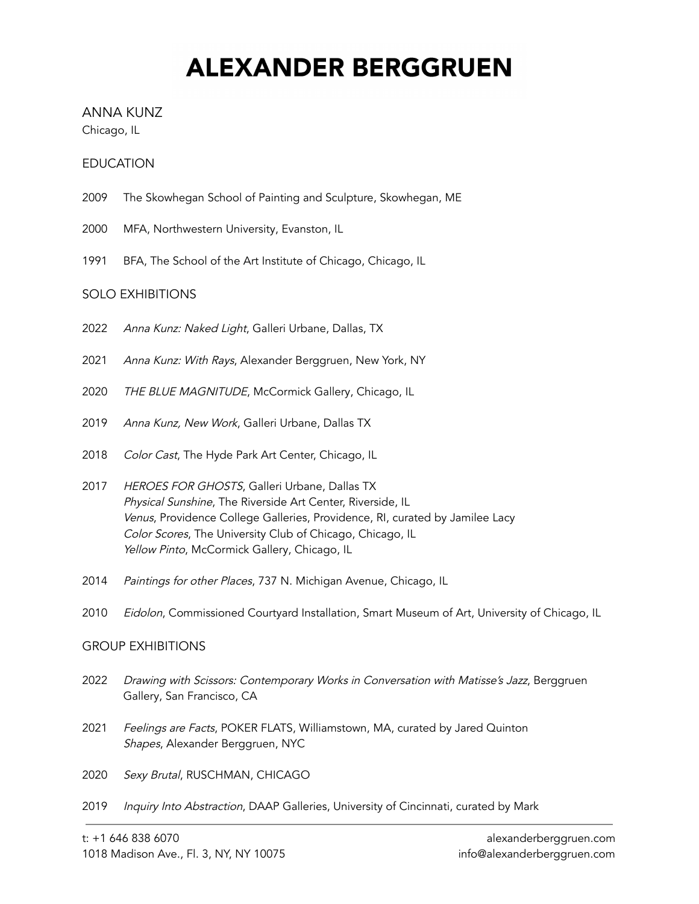# ALEXANDER BERGGRUEN

ANNA KUNZ
Chicago, IL

## EDUCATION

2009 The Skowhegan School of Painting and Sculpture, Skowhegan, ME

2000 MFA, Northwestern University, Evanston, IL

1991 BFA, The School of the Art Institute of Chicago, Chicago, IL

## SOLO EXHIBITIONS

2022 *Anna Kunz: Naked Light*, Galleri Urbane, Dallas, TX

2021 *Anna Kunz: With Rays*, Alexander Berggruen, New York, NY

2020 *THE BLUE MAGNITUDE*, McCormick Gallery, Chicago, IL

2019 *Anna Kunz, New Work*, Galleri Urbane, Dallas TX

2018 *Color Cast*, The Hyde Park Art Center, Chicago, IL

2017 *HEROES FOR GHOSTS*, Galleri Urbane, Dallas TX
*Physical Sunshine*, The Riverside Art Center, Riverside, IL
*Venus*, Providence College Galleries, Providence, RI, curated by Jamilee Lacy
*Color Scores*, The University Club of Chicago, Chicago, IL
*Yellow Pinto*, McCormick Gallery, Chicago, IL

2014 *Paintings for other Places*, 737 N. Michigan Avenue, Chicago, IL

2010 *Eidolon*, Commissioned Courtyard Installation, Smart Museum of Art, University of Chicago, IL

## GROUP EXHIBITIONS

2022 *Drawing with Scissors: Contemporary Works in Conversation with Matisse's Jazz*, Berggruen Gallery, San Francisco, CA

2021 *Feelings are Facts*, POKER FLATS, Williamstown, MA, curated by Jared Quinton
*Shapes*, Alexander Berggruen, NYC

2020 *Sexy Brutal*, RUSCHMAN, CHICAGO

2019 *Inquiry Into Abstraction*, DAAP Galleries, University of Cincinnati, curated by Mark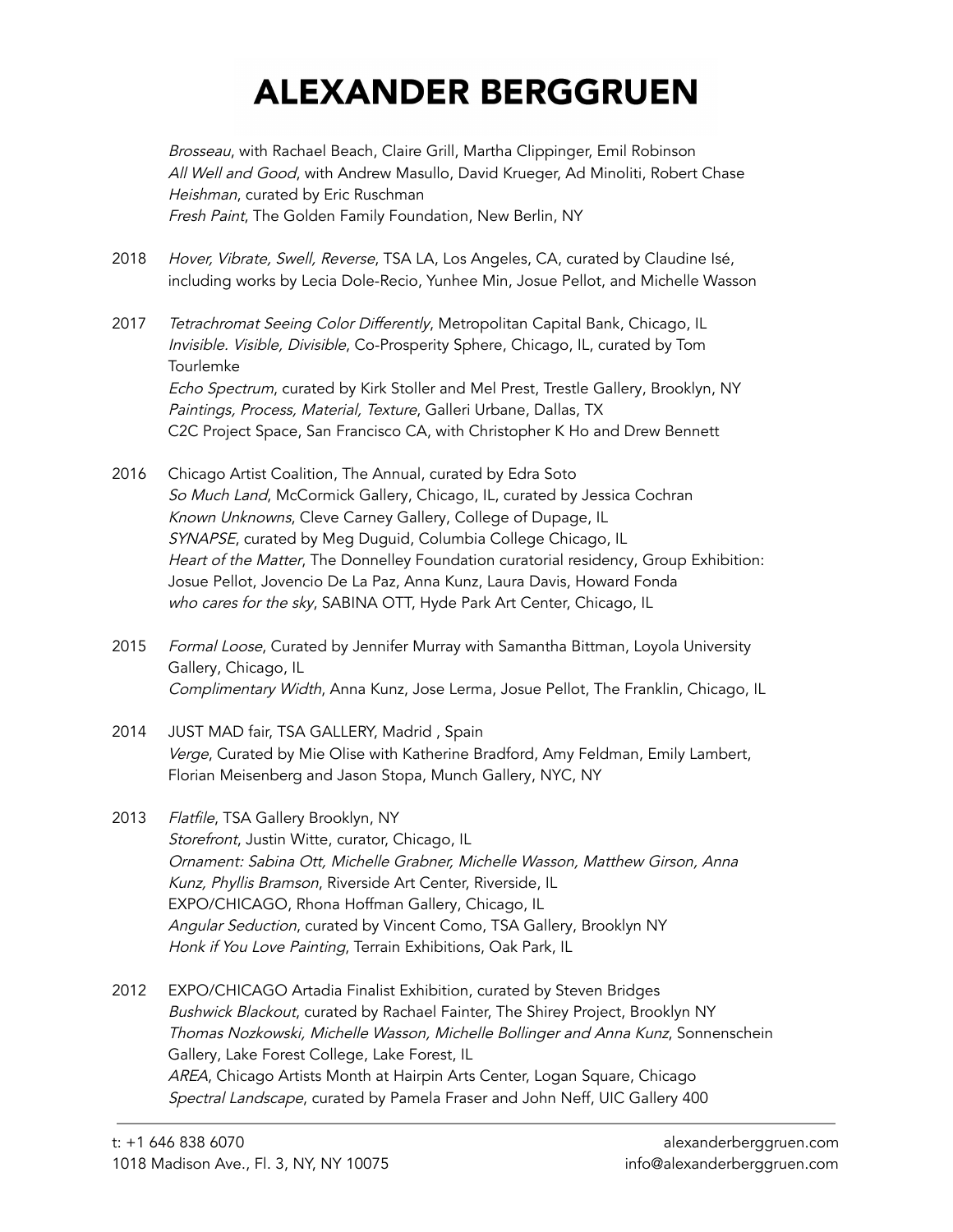*Brosseau*, with Rachael Beach, Claire Grill, Martha Clippinger, Emil Robinson
*All Well and Good*, with Andrew Masullo, David Krueger, Ad Minoliti, Robert Chase
*Heishman*, curated by Eric Ruschman
*Fresh Paint*, The Golden Family Foundation, New Berlin, NY

2018 *Hover, Vibrate, Swell, Reverse*, TSA LA, Los Angeles, CA, curated by Claudine Isé, including works by Lecia Dole-Recio, Yunhee Min, Josue Pellot, and Michelle Wasson

2017 *Tetrachromat Seeing Color Differently*, Metropolitan Capital Bank, Chicago, IL
*Invisible. Visible, Divisible*, Co-Prosperity Sphere, Chicago, IL, curated by Tom Tourlemke
*Echo Spectrum*, curated by Kirk Stoller and Mel Prest, Trestle Gallery, Brooklyn, NY
*Paintings, Process, Material, Texture*, Galleri Urbane, Dallas, TX
C2C Project Space, San Francisco CA, with Christopher K Ho and Drew Bennett

2016 Chicago Artist Coalition, The Annual, curated by Edra Soto
*So Much Land*, McCormick Gallery, Chicago, IL, curated by Jessica Cochran
*Known Unknowns*, Cleve Carney Gallery, College of Dupage, IL
*SYNAPSE*, curated by Meg Duguid, Columbia College Chicago, IL
*Heart of the Matter*, The Donnelley Foundation curatorial residency, Group Exhibition: Josue Pellot, Jovencio De La Paz, Anna Kunz, Laura Davis, Howard Fonda
*who cares for the sky*, SABINA OTT, Hyde Park Art Center, Chicago, IL

2015 *Formal Loose*, Curated by Jennifer Murray with Samantha Bittman, Loyola University Gallery, Chicago, IL
*Complimentary Width*, Anna Kunz, Jose Lerma, Josue Pellot, The Franklin, Chicago, IL

2014 JUST MAD fair, TSA GALLERY, Madrid , Spain
*Verge*, Curated by Mie Olise with Katherine Bradford, Amy Feldman, Emily Lambert, Florian Meisenberg and Jason Stopa, Munch Gallery, NYC, NY

2013 *Flatfile*, TSA Gallery Brooklyn, NY
*Storefront*, Justin Witte, curator, Chicago, IL
*Ornament: Sabina Ott, Michelle Grabner, Michelle Wasson, Matthew Girson, Anna Kunz, Phyllis Bramson*, Riverside Art Center, Riverside, IL
EXPO/CHICAGO, Rhona Hoffman Gallery, Chicago, IL
*Angular Seduction*, curated by Vincent Como, TSA Gallery, Brooklyn NY
*Honk if You Love Painting*, Terrain Exhibitions, Oak Park, IL

2012 EXPO/CHICAGO Artadia Finalist Exhibition, curated by Steven Bridges
*Bushwick Blackout*, curated by Rachael Fainter, The Shirey Project, Brooklyn NY
*Thomas Nozkowski, Michelle Wasson, Michelle Bollinger and Anna Kunz*, Sonnenschein Gallery, Lake Forest College, Lake Forest, IL
*AREA*, Chicago Artists Month at Hairpin Arts Center, Logan Square, Chicago
*Spectral Landscape*, curated by Pamela Fraser and John Neff, UIC Gallery 400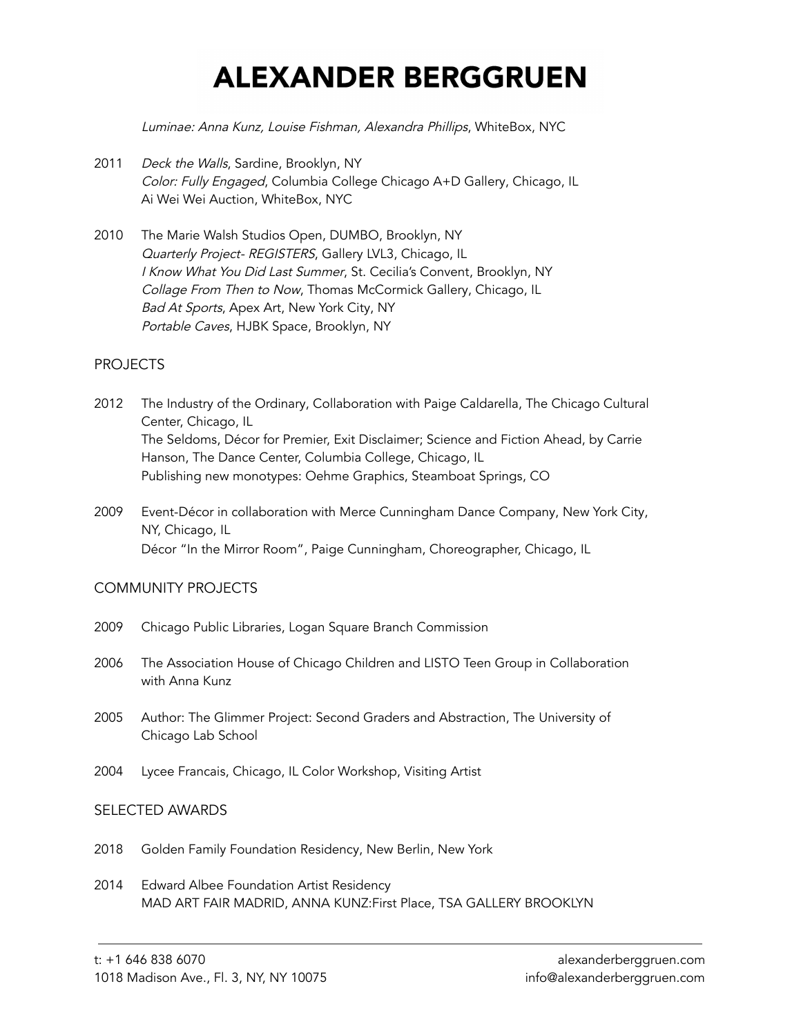*Luminae: Anna Kunz, Louise Fishman, Alexandra Phillips*, WhiteBox, NYC

2011 *Deck the Walls*, Sardine, Brooklyn, NY
*Color: Fully Engaged*, Columbia College Chicago A+D Gallery, Chicago, IL
Ai Wei Wei Auction, WhiteBox, NYC

2010 The Marie Walsh Studios Open, DUMBO, Brooklyn, NY
*Quarterly Project- REGISTERS*, Gallery LVL3, Chicago, IL
*I Know What You Did Last Summer*, St. Cecilia's Convent, Brooklyn, NY
*Collage From Then to Now*, Thomas McCormick Gallery, Chicago, IL
*Bad At Sports*, Apex Art, New York City, NY
*Portable Caves*, HJBK Space, Brooklyn, NY

## PROJECTS

2012 The Industry of the Ordinary, Collaboration with Paige Caldarella, The Chicago Cultural Center, Chicago, IL
The Seldoms, Décor for Premier, Exit Disclaimer; Science and Fiction Ahead, by Carrie Hanson, The Dance Center, Columbia College, Chicago, IL
Publishing new monotypes: Oehme Graphics, Steamboat Springs, CO

2009 Event-Décor in collaboration with Merce Cunningham Dance Company, New York City, NY, Chicago, IL
Décor "In the Mirror Room", Paige Cunningham, Choreographer, Chicago, IL

## COMMUNITY PROJECTS

2009 Chicago Public Libraries, Logan Square Branch Commission

2006 The Association House of Chicago Children and LISTO Teen Group in Collaboration with Anna Kunz

2005 Author: The Glimmer Project: Second Graders and Abstraction, The University of Chicago Lab School

2004 Lycee Francais, Chicago, IL Color Workshop, Visiting Artist

## SELECTED AWARDS

2018 Golden Family Foundation Residency, New Berlin, New York

2014 Edward Albee Foundation Artist Residency
MAD ART FAIR MADRID, ANNA KUNZ:First Place, TSA GALLERY BROOKLYN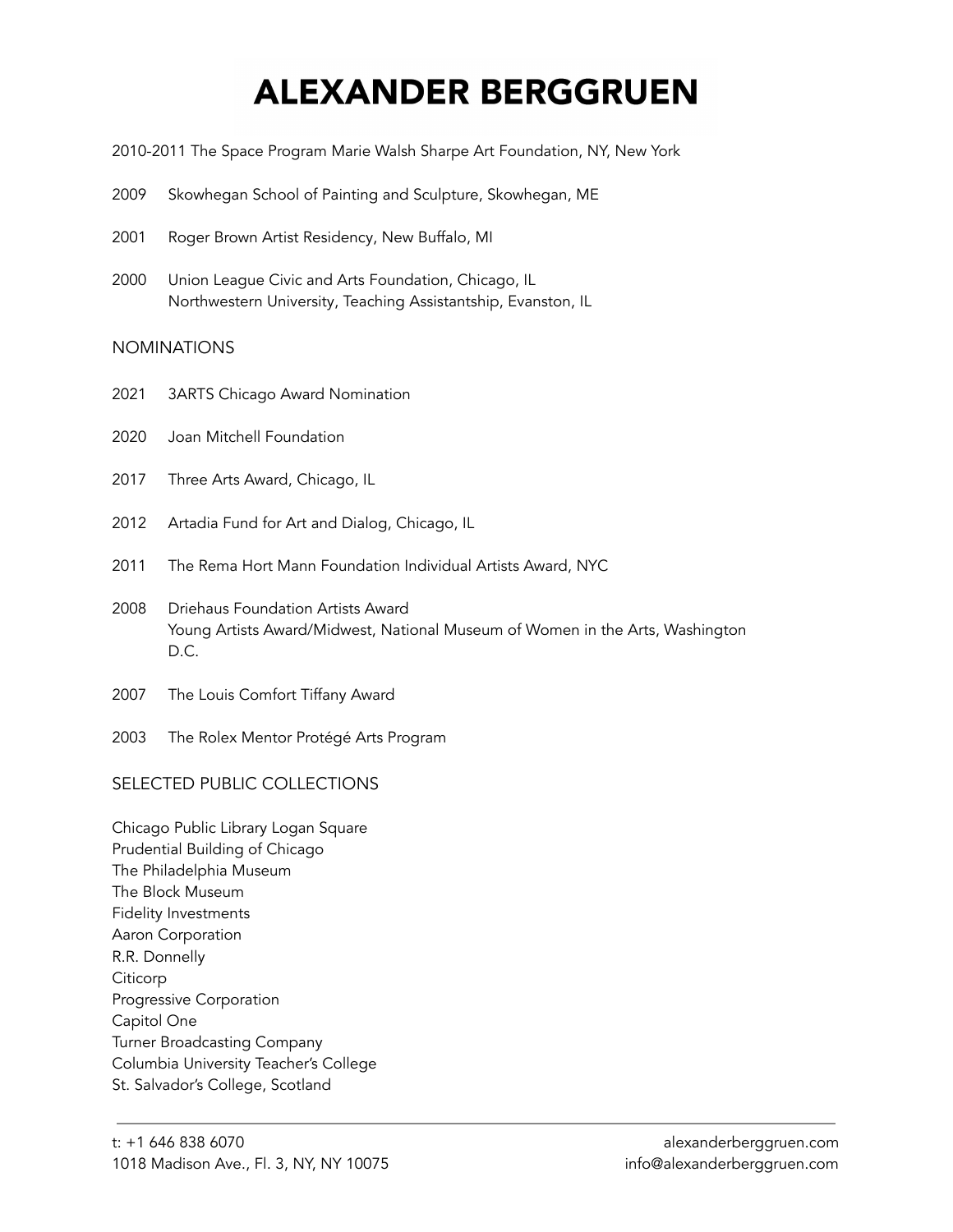2010-2011 The Space Program Marie Walsh Sharpe Art Foundation, NY, New York

2009 Skowhegan School of Painting and Sculpture, Skowhegan, ME

2001 Roger Brown Artist Residency, New Buffalo, MI

2000 Union League Civic and Arts Foundation, Chicago, IL
Northwestern University, Teaching Assistantship, Evanston, IL

## NOMINATIONS

2021 3ARTS Chicago Award Nomination

2020 Joan Mitchell Foundation

2017 Three Arts Award, Chicago, IL

2012 Artadia Fund for Art and Dialog, Chicago, IL

2011 The Rema Hort Mann Foundation Individual Artists Award, NYC

2008 Driehaus Foundation Artists Award
Young Artists Award/Midwest, National Museum of Women in the Arts, Washington D.C.

2007 The Louis Comfort Tiffany Award

2003 The Rolex Mentor Protégé Arts Program

## SELECTED PUBLIC COLLECTIONS

Chicago Public Library Logan Square
Prudential Building of Chicago
The Philadelphia Museum
The Block Museum
Fidelity Investments
Aaron Corporation
R.R. Donnelly
Citicorp
Progressive Corporation
Capitol One
Turner Broadcasting Company
Columbia University Teacher's College
St. Salvador's College, Scotland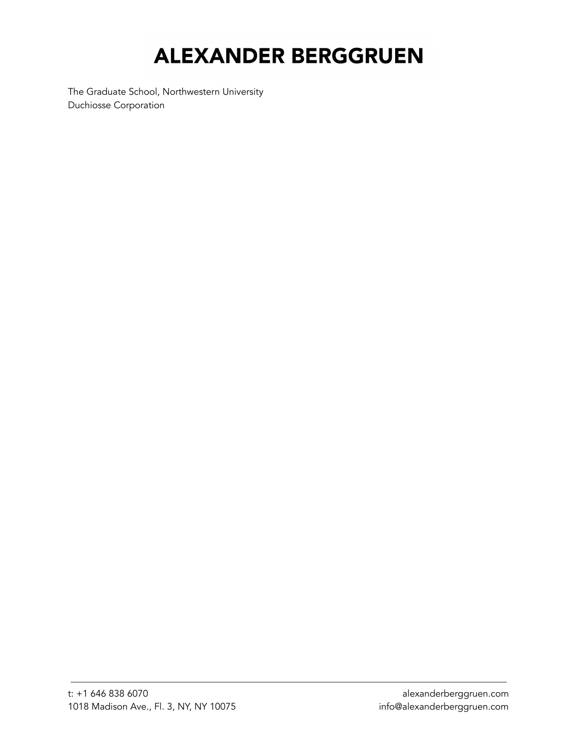# ALEXANDER BERGGRUEN

The Graduate School, Northwestern University
Duchiosse Corporation